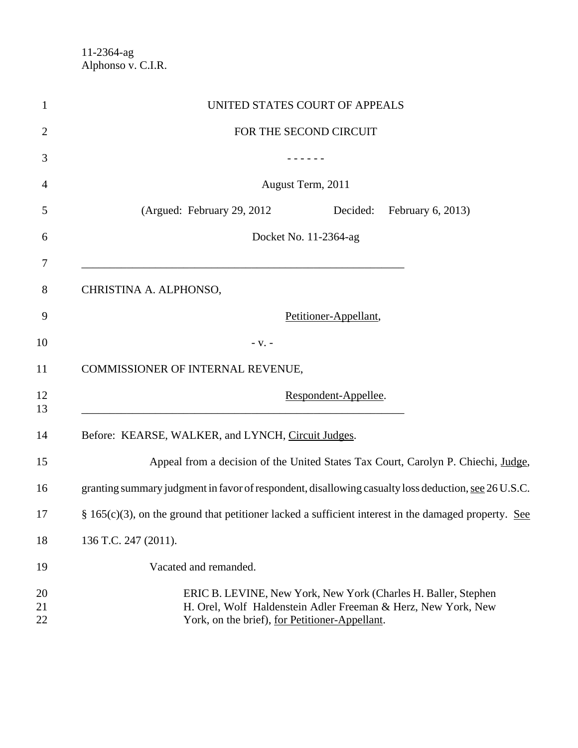11-2364-ag
Alphonso v. C.I.R.

UNITED STATES COURT OF APPEALS

FOR THE SECOND CIRCUIT

\- - - - - -

August Term, 2011

(Argued: February 29, 2012 Decided: February 6, 2013)

Docket No. 11-2364-ag

---

CHRISTINA A. ALPHONSO,

Petitioner-Appellant,

\- v. -

COMMISSIONER OF INTERNAL REVENUE,

Respondent-Appellee.

---

Before: KEARSE, WALKER, and LYNCH, Circuit Judges.

Appeal from a decision of the United States Tax Court, Carolyn P. Chiechi, Judge, granting summary judgment in favor of respondent, disallowing casualty loss deduction, see 26 U.S.C. § 165(c)(3), on the ground that petitioner lacked a sufficient interest in the damaged property. See 136 T.C. 247 (2011).

Vacated and remanded.

ERIC B. LEVINE, New York, New York (Charles H. Baller, Stephen H. Orel, Wolf Haldenstein Adler Freeman & Herz, New York, New York, on the brief), for Petitioner-Appellant.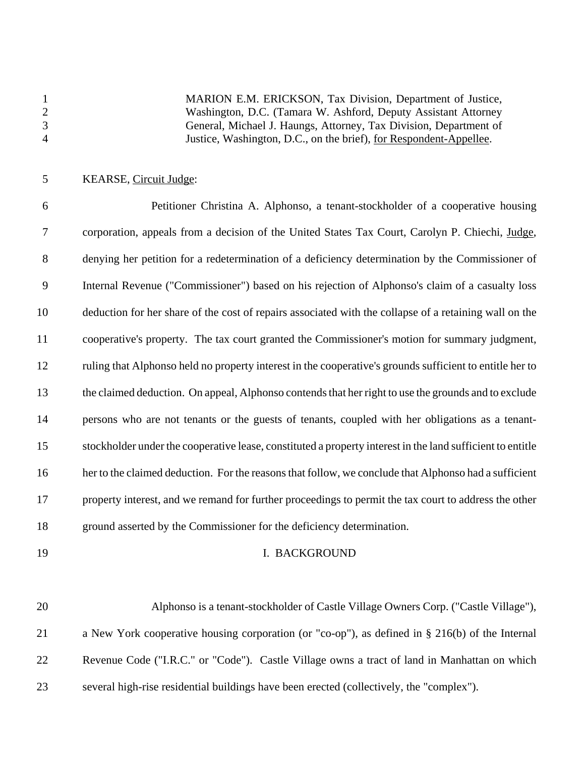MARION E.M. ERICKSON, Tax Division, Department of Justice, Washington, D.C. (Tamara W. Ashford, Deputy Assistant Attorney General, Michael J. Haungs, Attorney, Tax Division, Department of Justice, Washington, D.C., on the brief), for Respondent-Appellee.

KEARSE, Circuit Judge:

Petitioner Christina A. Alphonso, a tenant-stockholder of a cooperative housing corporation, appeals from a decision of the United States Tax Court, Carolyn P. Chiechi, Judge, denying her petition for a redetermination of a deficiency determination by the Commissioner of Internal Revenue ("Commissioner") based on his rejection of Alphonso's claim of a casualty loss deduction for her share of the cost of repairs associated with the collapse of a retaining wall on the cooperative's property. The tax court granted the Commissioner's motion for summary judgment, ruling that Alphonso held no property interest in the cooperative's grounds sufficient to entitle her to the claimed deduction. On appeal, Alphonso contends that her right to use the grounds and to exclude persons who are not tenants or the guests of tenants, coupled with her obligations as a tenant-stockholder under the cooperative lease, constituted a property interest in the land sufficient to entitle her to the claimed deduction. For the reasons that follow, we conclude that Alphonso had a sufficient property interest, and we remand for further proceedings to permit the tax court to address the other ground asserted by the Commissioner for the deficiency determination.

## I. BACKGROUND

Alphonso is a tenant-stockholder of Castle Village Owners Corp. ("Castle Village"), a New York cooperative housing corporation (or "co-op"), as defined in § 216(b) of the Internal Revenue Code ("I.R.C." or "Code"). Castle Village owns a tract of land in Manhattan on which several high-rise residential buildings have been erected (collectively, the "complex").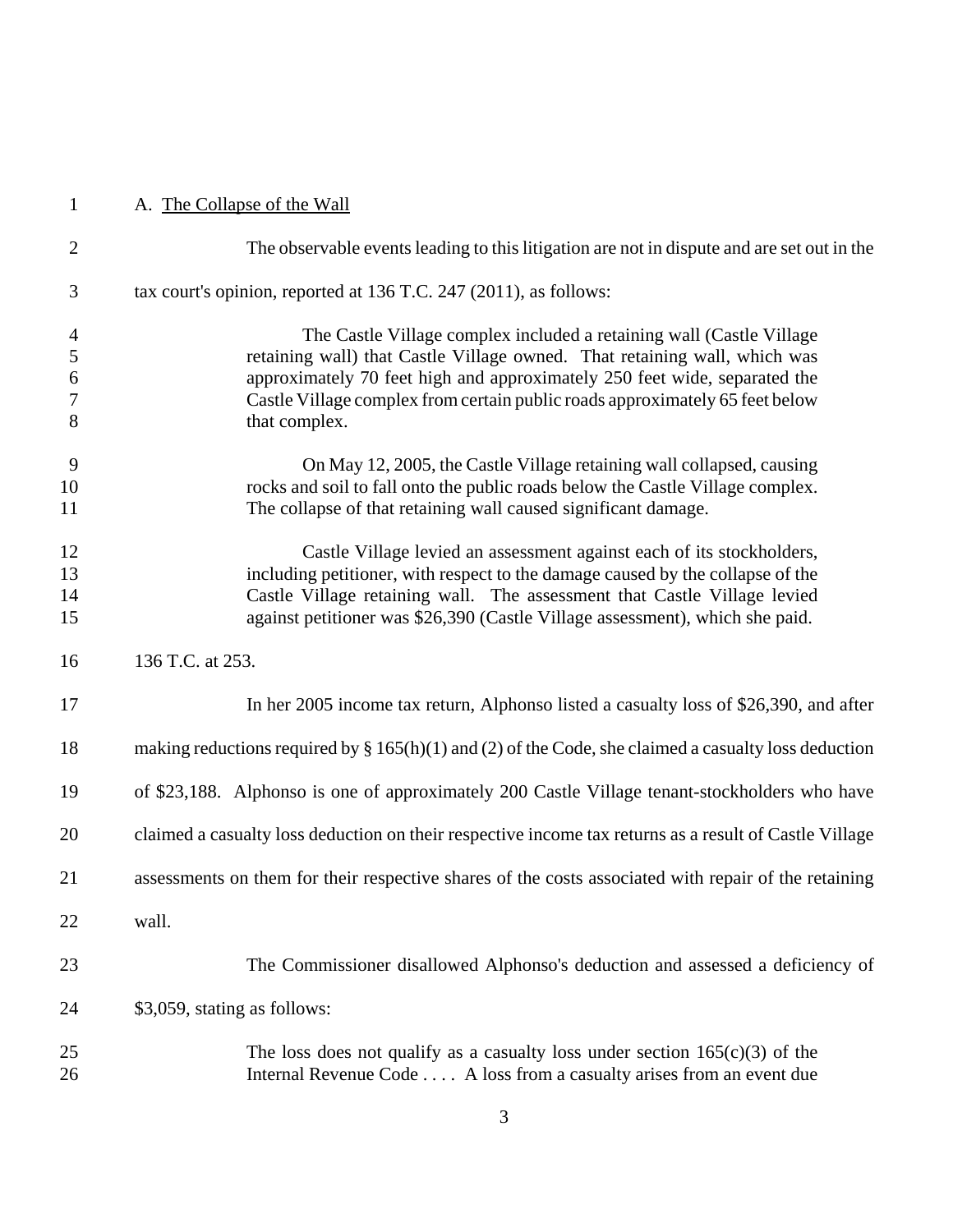A. The Collapse of the Wall

The observable events leading to this litigation are not in dispute and are set out in the tax court's opinion, reported at 136 T.C. 247 (2011), as follows:

> The Castle Village complex included a retaining wall (Castle Village retaining wall) that Castle Village owned. That retaining wall, which was approximately 70 feet high and approximately 250 feet wide, separated the Castle Village complex from certain public roads approximately 65 feet below that complex.
>
> On May 12, 2005, the Castle Village retaining wall collapsed, causing rocks and soil to fall onto the public roads below the Castle Village complex. The collapse of that retaining wall caused significant damage.
>
> Castle Village levied an assessment against each of its stockholders, including petitioner, with respect to the damage caused by the collapse of the Castle Village retaining wall. The assessment that Castle Village levied against petitioner was $26,390 (Castle Village assessment), which she paid.

136 T.C. at 253.

In her 2005 income tax return, Alphonso listed a casualty loss of $26,390, and after making reductions required by § 165(h)(1) and (2) of the Code, she claimed a casualty loss deduction of $23,188. Alphonso is one of approximately 200 Castle Village tenant-stockholders who have claimed a casualty loss deduction on their respective income tax returns as a result of Castle Village assessments on them for their respective shares of the costs associated with repair of the retaining wall.

The Commissioner disallowed Alphonso's deduction and assessed a deficiency of $3,059, stating as follows:

> The loss does not qualify as a casualty loss under section 165(c)(3) of the Internal Revenue Code . . . . A loss from a casualty arises from an event due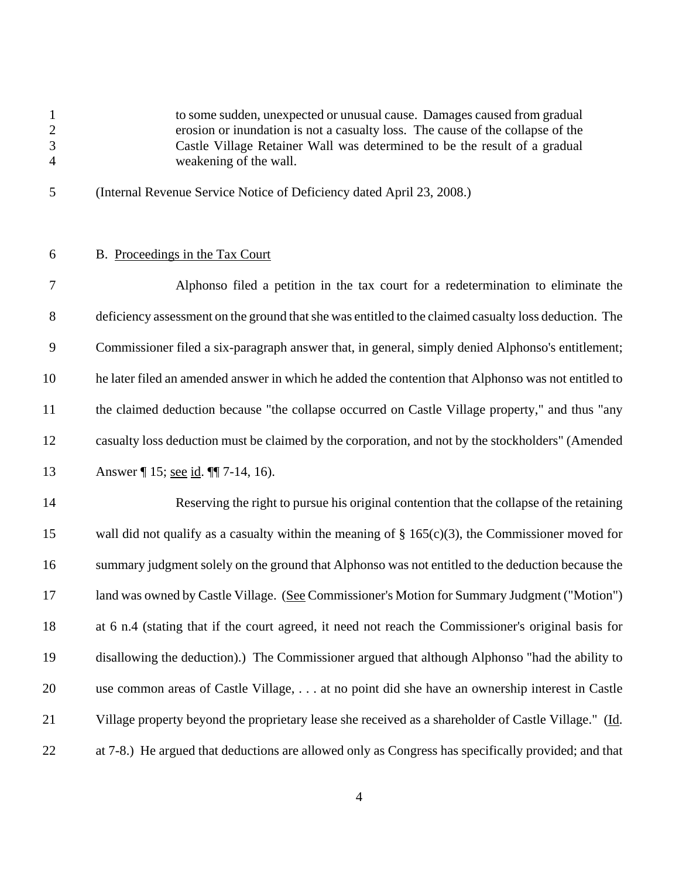> to some sudden, unexpected or unusual cause. Damages caused from gradual erosion or inundation is not a casualty loss. The cause of the collapse of the Castle Village Retainer Wall was determined to be the result of a gradual weakening of the wall.

(Internal Revenue Service Notice of Deficiency dated April 23, 2008.)

B. Proceedings in the Tax Court

Alphonso filed a petition in the tax court for a redetermination to eliminate the deficiency assessment on the ground that she was entitled to the claimed casualty loss deduction. The Commissioner filed a six-paragraph answer that, in general, simply denied Alphonso's entitlement; he later filed an amended answer in which he added the contention that Alphonso was not entitled to the claimed deduction because "the collapse occurred on Castle Village property," and thus "any casualty loss deduction must be claimed by the corporation, and not by the stockholders" (Amended Answer ¶ 15; see id. ¶¶ 7-14, 16).

Reserving the right to pursue his original contention that the collapse of the retaining wall did not qualify as a casualty within the meaning of § 165(c)(3), the Commissioner moved for summary judgment solely on the ground that Alphonso was not entitled to the deduction because the land was owned by Castle Village. (See Commissioner's Motion for Summary Judgment ("Motion") at 6 n.4 (stating that if the court agreed, it need not reach the Commissioner's original basis for disallowing the deduction).) The Commissioner argued that although Alphonso "had the ability to use common areas of Castle Village, . . . at no point did she have an ownership interest in Castle Village property beyond the proprietary lease she received as a shareholder of Castle Village." (Id. at 7-8.) He argued that deductions are allowed only as Congress has specifically provided; and that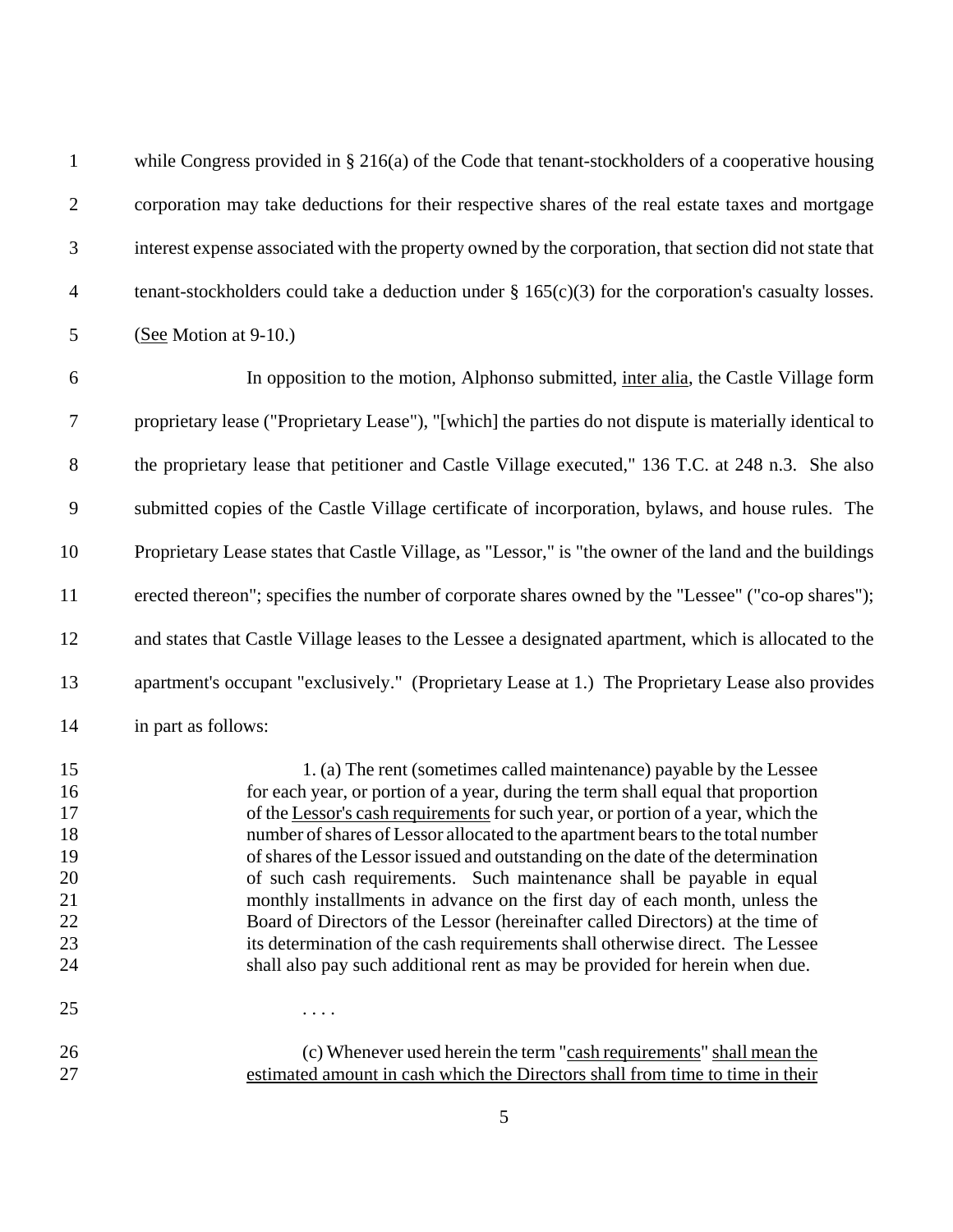while Congress provided in § 216(a) of the Code that tenant-stockholders of a cooperative housing corporation may take deductions for their respective shares of the real estate taxes and mortgage interest expense associated with the property owned by the corporation, that section did not state that tenant-stockholders could take a deduction under § 165(c)(3) for the corporation's casualty losses. (See Motion at 9-10.)

In opposition to the motion, Alphonso submitted, inter alia, the Castle Village form proprietary lease ("Proprietary Lease"), "[which] the parties do not dispute is materially identical to the proprietary lease that petitioner and Castle Village executed," 136 T.C. at 248 n.3. She also submitted copies of the Castle Village certificate of incorporation, bylaws, and house rules. The Proprietary Lease states that Castle Village, as "Lessor," is "the owner of the land and the buildings erected thereon"; specifies the number of corporate shares owned by the "Lessee" ("co-op shares"); and states that Castle Village leases to the Lessee a designated apartment, which is allocated to the apartment's occupant "exclusively." (Proprietary Lease at 1.) The Proprietary Lease also provides in part as follows:

> 1. (a) The rent (sometimes called maintenance) payable by the Lessee for each year, or portion of a year, during the term shall equal that proportion of the Lessor's cash requirements for such year, or portion of a year, which the number of shares of Lessor allocated to the apartment bears to the total number of shares of the Lessor issued and outstanding on the date of the determination of such cash requirements. Such maintenance shall be payable in equal monthly installments in advance on the first day of each month, unless the Board of Directors of the Lessor (hereinafter called Directors) at the time of its determination of the cash requirements shall otherwise direct. The Lessee shall also pay such additional rent as may be provided for herein when due.
>
> . . . .
>
> (c) Whenever used herein the term "cash requirements" shall mean the estimated amount in cash which the Directors shall from time to time in their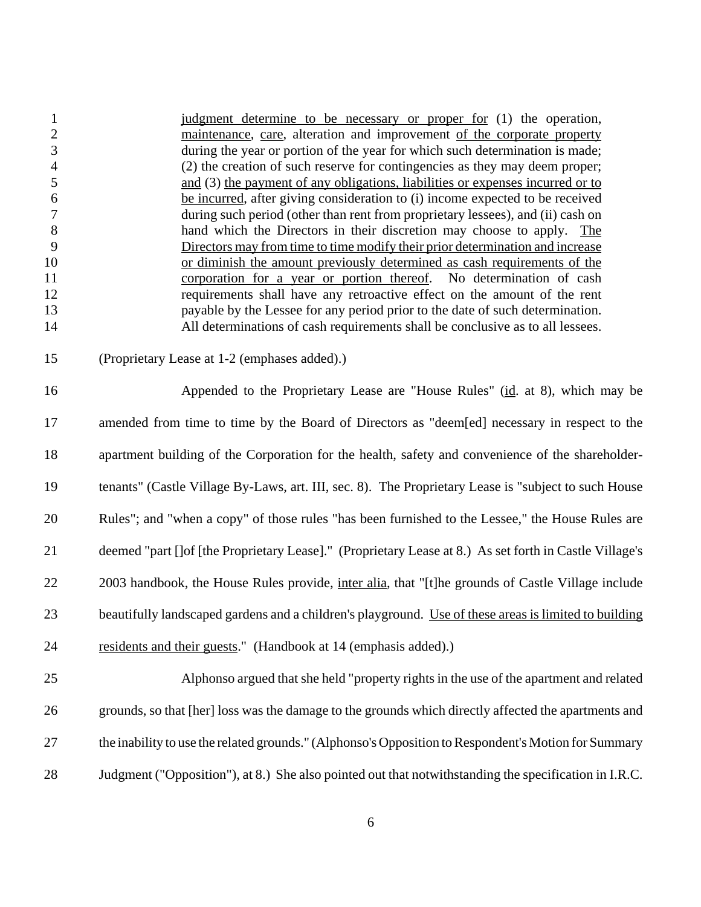> judgment determine to be necessary or proper for (1) the operation, maintenance, care, alteration and improvement of the corporate property during the year or portion of the year for which such determination is made; (2) the creation of such reserve for contingencies as they may deem proper; and (3) the payment of any obligations, liabilities or expenses incurred or to be incurred, after giving consideration to (i) income expected to be received during such period (other than rent from proprietary lessees), and (ii) cash on hand which the Directors in their discretion may choose to apply. The Directors may from time to time modify their prior determination and increase or diminish the amount previously determined as cash requirements of the corporation for a year or portion thereof. No determination of cash requirements shall have any retroactive effect on the amount of the rent payable by the Lessee for any period prior to the date of such determination. All determinations of cash requirements shall be conclusive as to all lessees.

(Proprietary Lease at 1-2 (emphases added).)

Appended to the Proprietary Lease are "House Rules" (id. at 8), which may be amended from time to time by the Board of Directors as "deem[ed] necessary in respect to the apartment building of the Corporation for the health, safety and convenience of the shareholder-tenants" (Castle Village By-Laws, art. III, sec. 8). The Proprietary Lease is "subject to such House Rules"; and "when a copy" of those rules "has been furnished to the Lessee," the House Rules are deemed "part []of [the Proprietary Lease]." (Proprietary Lease at 8.) As set forth in Castle Village's 2003 handbook, the House Rules provide, inter alia, that "[t]he grounds of Castle Village include beautifully landscaped gardens and a children's playground. Use of these areas is limited to building residents and their guests." (Handbook at 14 (emphasis added).)

Alphonso argued that she held "property rights in the use of the apartment and related grounds, so that [her] loss was the damage to the grounds which directly affected the apartments and the inability to use the related grounds." (Alphonso's Opposition to Respondent's Motion for Summary Judgment ("Opposition"), at 8.) She also pointed out that notwithstanding the specification in I.R.C.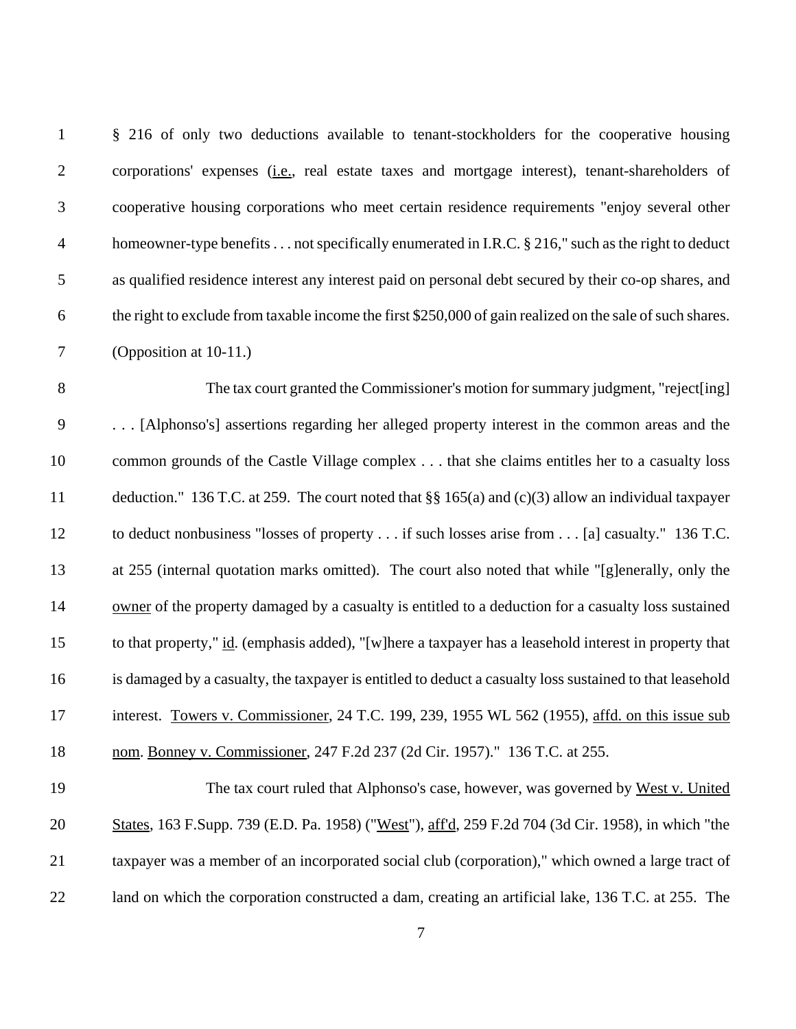§ 216 of only two deductions available to tenant-stockholders for the cooperative housing corporations' expenses (i.e., real estate taxes and mortgage interest), tenant-shareholders of cooperative housing corporations who meet certain residence requirements "enjoy several other homeowner-type benefits . . . not specifically enumerated in I.R.C. § 216," such as the right to deduct as qualified residence interest any interest paid on personal debt secured by their co-op shares, and the right to exclude from taxable income the first $250,000 of gain realized on the sale of such shares. (Opposition at 10-11.)

The tax court granted the Commissioner's motion for summary judgment, "reject[ing] . . . [Alphonso's] assertions regarding her alleged property interest in the common areas and the common grounds of the Castle Village complex . . . that she claims entitles her to a casualty loss deduction." 136 T.C. at 259. The court noted that §§ 165(a) and (c)(3) allow an individual taxpayer to deduct nonbusiness "losses of property . . . if such losses arise from . . . [a] casualty." 136 T.C. at 255 (internal quotation marks omitted). The court also noted that while "[g]enerally, only the owner of the property damaged by a casualty is entitled to a deduction for a casualty loss sustained to that property," id. (emphasis added), "[w]here a taxpayer has a leasehold interest in property that is damaged by a casualty, the taxpayer is entitled to deduct a casualty loss sustained to that leasehold interest. Towers v. Commissioner, 24 T.C. 199, 239, 1955 WL 562 (1955), affd. on this issue sub nom. Bonney v. Commissioner, 247 F.2d 237 (2d Cir. 1957)." 136 T.C. at 255.

The tax court ruled that Alphonso's case, however, was governed by West v. United States, 163 F.Supp. 739 (E.D. Pa. 1958) ("West"), aff'd, 259 F.2d 704 (3d Cir. 1958), in which "the taxpayer was a member of an incorporated social club (corporation)," which owned a large tract of land on which the corporation constructed a dam, creating an artificial lake, 136 T.C. at 255. The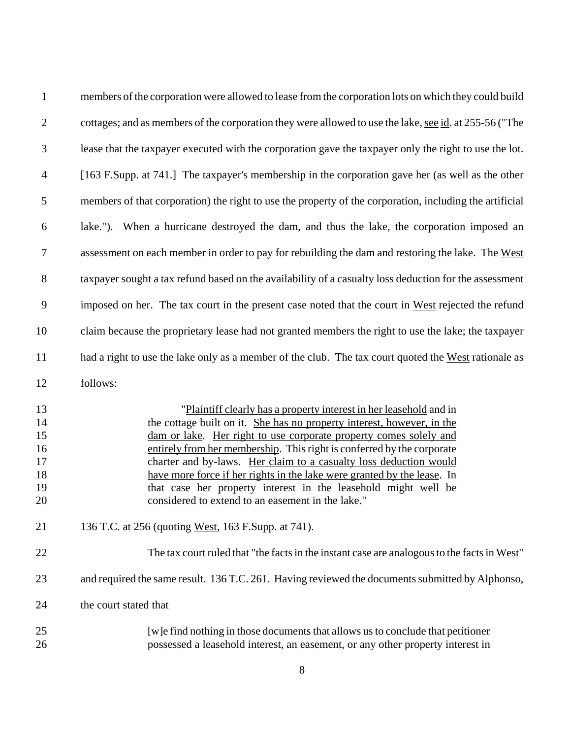members of the corporation were allowed to lease from the corporation lots on which they could build cottages; and as members of the corporation they were allowed to use the lake, see id. at 255-56 ("The lease that the taxpayer executed with the corporation gave the taxpayer only the right to use the lot. [163 F.Supp. at 741.] The taxpayer's membership in the corporation gave her (as well as the other members of that corporation) the right to use the property of the corporation, including the artificial lake."). When a hurricane destroyed the dam, and thus the lake, the corporation imposed an assessment on each member in order to pay for rebuilding the dam and restoring the lake. The West taxpayer sought a tax refund based on the availability of a casualty loss deduction for the assessment imposed on her. The tax court in the present case noted that the court in West rejected the refund claim because the proprietary lease had not granted members the right to use the lake; the taxpayer had a right to use the lake only as a member of the club. The tax court quoted the West rationale as follows:

> "Plaintiff clearly has a property interest in her leasehold and in the cottage built on it. She has no property interest, however, in the dam or lake. Her right to use corporate property comes solely and entirely from her membership. This right is conferred by the corporate charter and by-laws. Her claim to a casualty loss deduction would have more force if her rights in the lake were granted by the lease. In that case her property interest in the leasehold might well be considered to extend to an easement in the lake."

136 T.C. at 256 (quoting West, 163 F.Supp. at 741).

The tax court ruled that "the facts in the instant case are analogous to the facts in West" and required the same result. 136 T.C. 261. Having reviewed the documents submitted by Alphonso, the court stated that

> [w]e find nothing in those documents that allows us to conclude that petitioner possessed a leasehold interest, an easement, or any other property interest in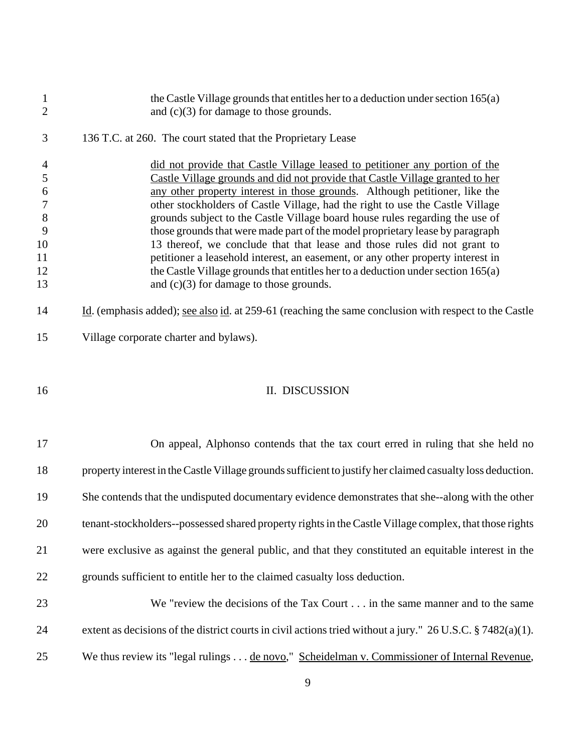> the Castle Village grounds that entitles her to a deduction under section 165(a) and (c)(3) for damage to those grounds.

136 T.C. at 260. The court stated that the Proprietary Lease

> did not provide that Castle Village leased to petitioner any portion of the Castle Village grounds and did not provide that Castle Village granted to her any other property interest in those grounds. Although petitioner, like the other stockholders of Castle Village, had the right to use the Castle Village grounds subject to the Castle Village board house rules regarding the use of those grounds that were made part of the model proprietary lease by paragraph 13 thereof, we conclude that that lease and those rules did not grant to petitioner a leasehold interest, an easement, or any other property interest in the Castle Village grounds that entitles her to a deduction under section 165(a) and (c)(3) for damage to those grounds.

Id. (emphasis added); see also id. at 259-61 (reaching the same conclusion with respect to the Castle Village corporate charter and bylaws).

## II. DISCUSSION

On appeal, Alphonso contends that the tax court erred in ruling that she held no property interest in the Castle Village grounds sufficient to justify her claimed casualty loss deduction. She contends that the undisputed documentary evidence demonstrates that she--along with the other tenant-stockholders--possessed shared property rights in the Castle Village complex, that those rights were exclusive as against the general public, and that they constituted an equitable interest in the grounds sufficient to entitle her to the claimed casualty loss deduction.

We "review the decisions of the Tax Court . . . in the same manner and to the same extent as decisions of the district courts in civil actions tried without a jury." 26 U.S.C. § 7482(a)(1). We thus review its "legal rulings . . . de novo," Scheidelman v. Commissioner of Internal Revenue,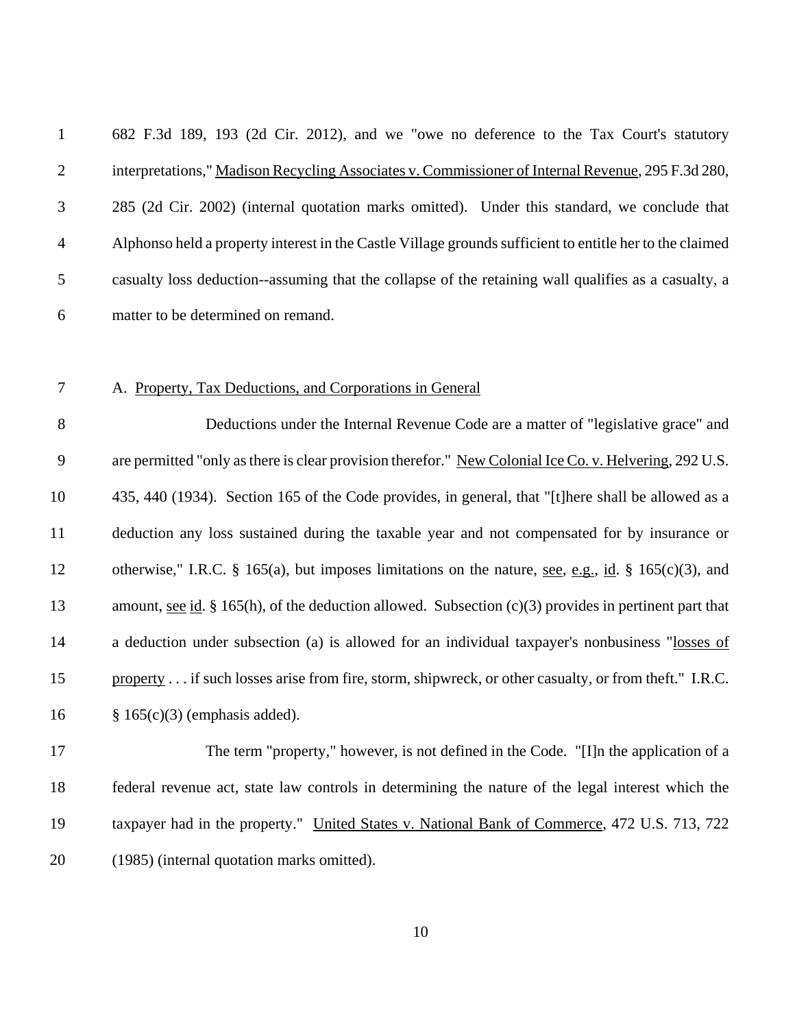682 F.3d 189, 193 (2d Cir. 2012), and we "owe no deference to the Tax Court's statutory interpretations," Madison Recycling Associates v. Commissioner of Internal Revenue, 295 F.3d 280, 285 (2d Cir. 2002) (internal quotation marks omitted). Under this standard, we conclude that Alphonso held a property interest in the Castle Village grounds sufficient to entitle her to the claimed casualty loss deduction--assuming that the collapse of the retaining wall qualifies as a casualty, a matter to be determined on remand.

A. Property, Tax Deductions, and Corporations in General

Deductions under the Internal Revenue Code are a matter of "legislative grace" and are permitted "only as there is clear provision therefor." New Colonial Ice Co. v. Helvering, 292 U.S. 435, 440 (1934). Section 165 of the Code provides, in general, that "[t]here shall be allowed as a deduction any loss sustained during the taxable year and not compensated for by insurance or otherwise," I.R.C. § 165(a), but imposes limitations on the nature, see, e.g., id. § 165(c)(3), and amount, see id. § 165(h), of the deduction allowed. Subsection (c)(3) provides in pertinent part that a deduction under subsection (a) is allowed for an individual taxpayer's nonbusiness "losses of property . . . if such losses arise from fire, storm, shipwreck, or other casualty, or from theft." I.R.C. § 165(c)(3) (emphasis added).

The term "property," however, is not defined in the Code. "[I]n the application of a federal revenue act, state law controls in determining the nature of the legal interest which the taxpayer had in the property." United States v. National Bank of Commerce, 472 U.S. 713, 722 (1985) (internal quotation marks omitted).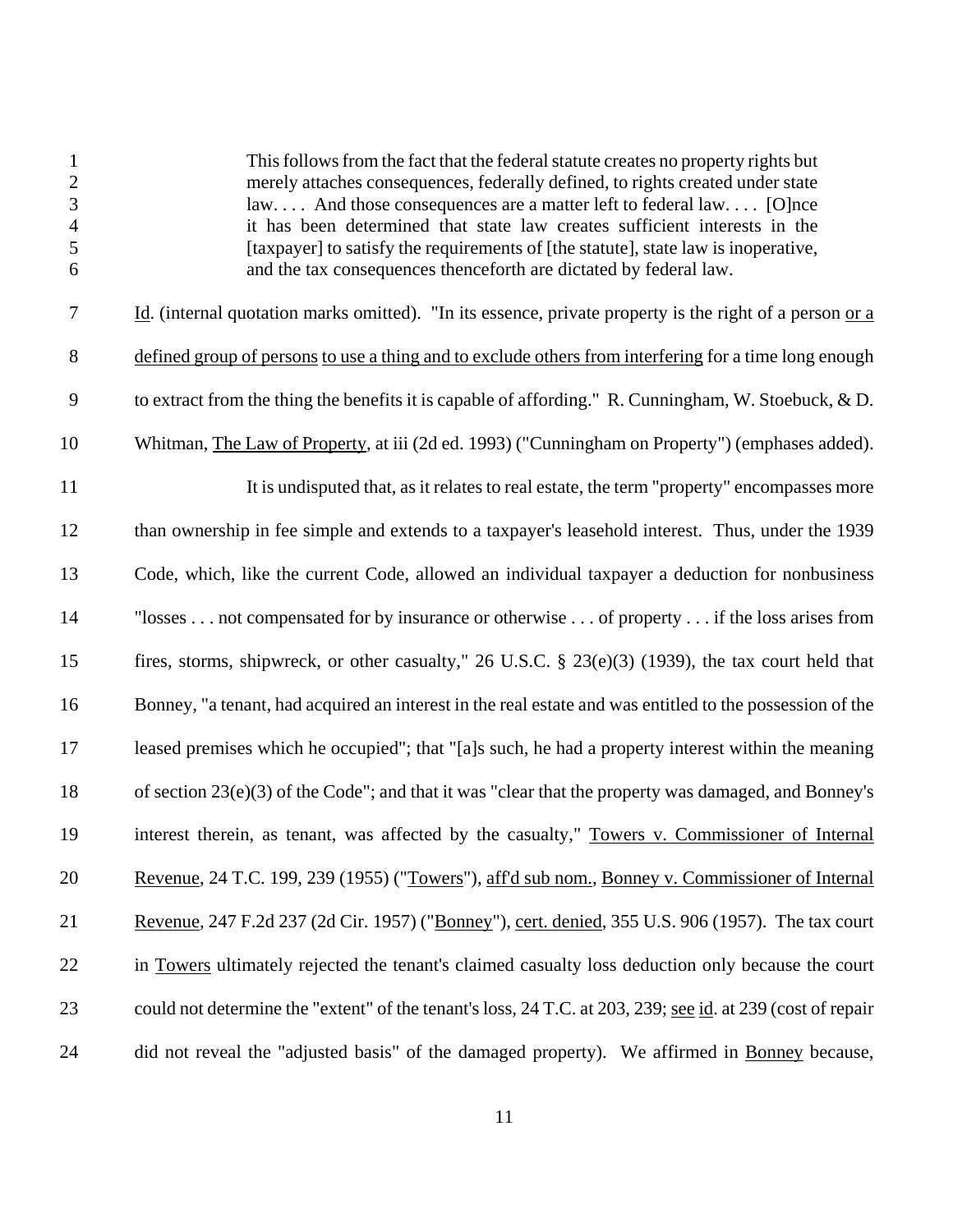> This follows from the fact that the federal statute creates no property rights but merely attaches consequences, federally defined, to rights created under state law. . . . And those consequences are a matter left to federal law. . . . [O]nce it has been determined that state law creates sufficient interests in the [taxpayer] to satisfy the requirements of [the statute], state law is inoperative, and the tax consequences thenceforth are dictated by federal law.

Id. (internal quotation marks omitted). "In its essence, private property is the right of a person or a defined group of persons to use a thing and to exclude others from interfering for a time long enough to extract from the thing the benefits it is capable of affording." R. Cunningham, W. Stoebuck, & D. Whitman, The Law of Property, at iii (2d ed. 1993) ("Cunningham on Property") (emphases added).

It is undisputed that, as it relates to real estate, the term "property" encompasses more than ownership in fee simple and extends to a taxpayer's leasehold interest. Thus, under the 1939 Code, which, like the current Code, allowed an individual taxpayer a deduction for nonbusiness "losses . . . not compensated for by insurance or otherwise . . . of property . . . if the loss arises from fires, storms, shipwreck, or other casualty," 26 U.S.C. § 23(e)(3) (1939), the tax court held that Bonney, "a tenant, had acquired an interest in the real estate and was entitled to the possession of the leased premises which he occupied"; that "[a]s such, he had a property interest within the meaning of section 23(e)(3) of the Code"; and that it was "clear that the property was damaged, and Bonney's interest therein, as tenant, was affected by the casualty," Towers v. Commissioner of Internal Revenue, 24 T.C. 199, 239 (1955) ("Towers"), aff'd sub nom., Bonney v. Commissioner of Internal Revenue, 247 F.2d 237 (2d Cir. 1957) ("Bonney"), cert. denied, 355 U.S. 906 (1957). The tax court in Towers ultimately rejected the tenant's claimed casualty loss deduction only because the court could not determine the "extent" of the tenant's loss, 24 T.C. at 203, 239; see id. at 239 (cost of repair did not reveal the "adjusted basis" of the damaged property). We affirmed in Bonney because,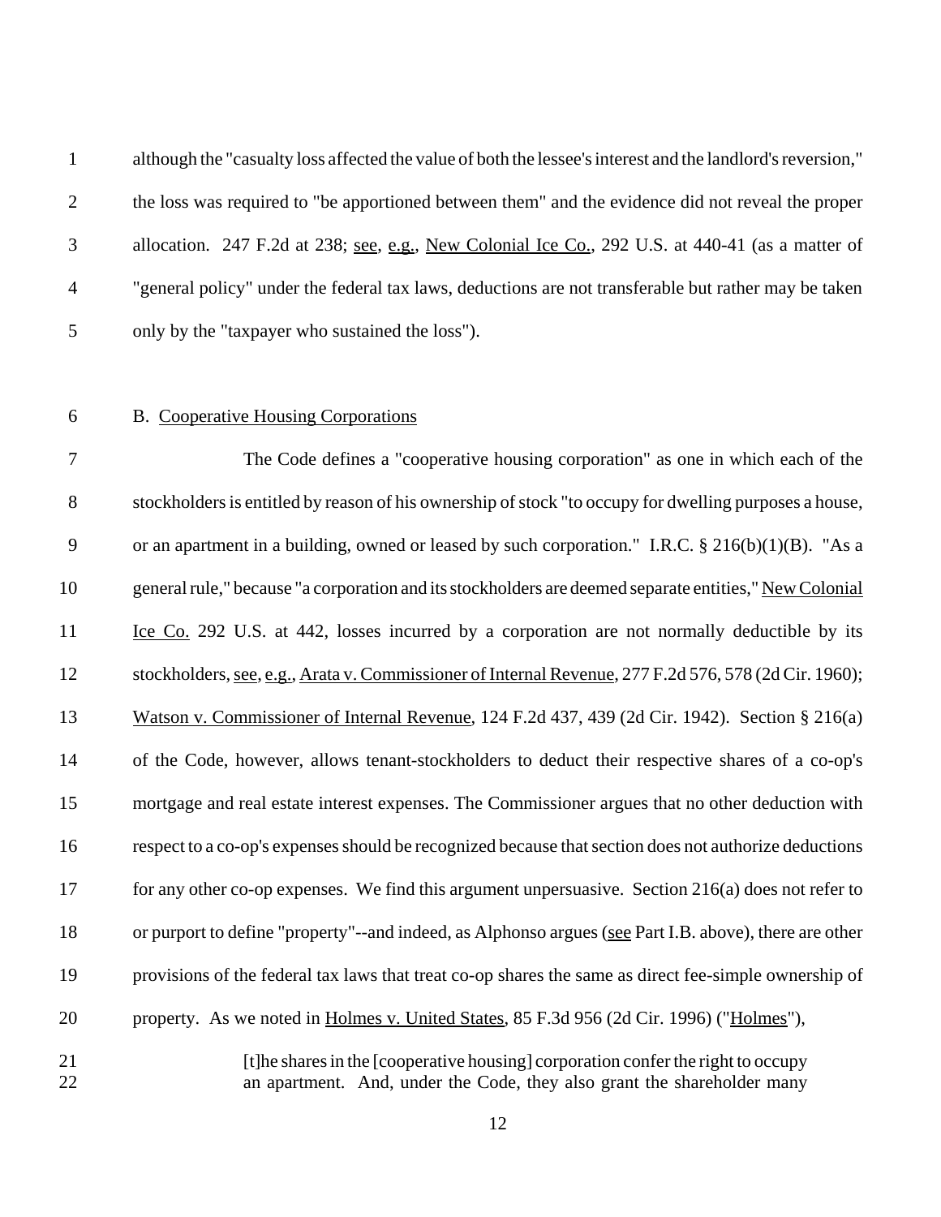although the "casualty loss affected the value of both the lessee's interest and the landlord's reversion," the loss was required to "be apportioned between them" and the evidence did not reveal the proper allocation. 247 F.2d at 238; see, e.g., New Colonial Ice Co., 292 U.S. at 440-41 (as a matter of "general policy" under the federal tax laws, deductions are not transferable but rather may be taken only by the "taxpayer who sustained the loss").

B. Cooperative Housing Corporations

The Code defines a "cooperative housing corporation" as one in which each of the stockholders is entitled by reason of his ownership of stock "to occupy for dwelling purposes a house, or an apartment in a building, owned or leased by such corporation." I.R.C. § 216(b)(1)(B). "As a general rule," because "a corporation and its stockholders are deemed separate entities," New Colonial Ice Co. 292 U.S. at 442, losses incurred by a corporation are not normally deductible by its stockholders, see, e.g., Arata v. Commissioner of Internal Revenue, 277 F.2d 576, 578 (2d Cir. 1960); Watson v. Commissioner of Internal Revenue, 124 F.2d 437, 439 (2d Cir. 1942). Section § 216(a) of the Code, however, allows tenant-stockholders to deduct their respective shares of a co-op's mortgage and real estate interest expenses. The Commissioner argues that no other deduction with respect to a co-op's expenses should be recognized because that section does not authorize deductions for any other co-op expenses. We find this argument unpersuasive. Section 216(a) does not refer to or purport to define "property"--and indeed, as Alphonso argues (see Part I.B. above), there are other provisions of the federal tax laws that treat co-op shares the same as direct fee-simple ownership of property. As we noted in Holmes v. United States, 85 F.3d 956 (2d Cir. 1996) ("Holmes"),

> [t]he shares in the [cooperative housing] corporation confer the right to occupy an apartment. And, under the Code, they also grant the shareholder many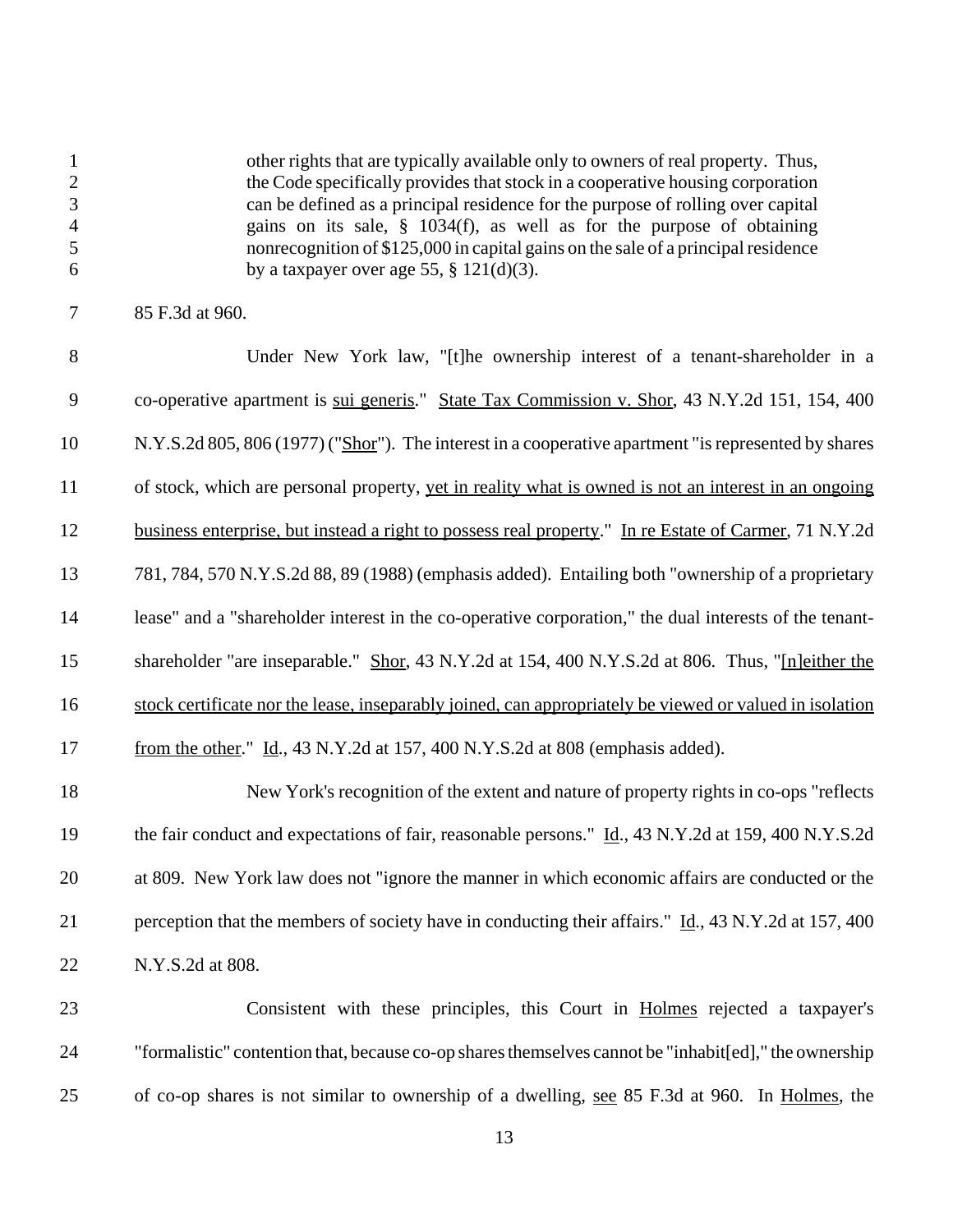> other rights that are typically available only to owners of real property. Thus, the Code specifically provides that stock in a cooperative housing corporation can be defined as a principal residence for the purpose of rolling over capital gains on its sale, § 1034(f), as well as for the purpose of obtaining nonrecognition of $125,000 in capital gains on the sale of a principal residence by a taxpayer over age 55, § 121(d)(3).

85 F.3d at 960.

Under New York law, "[t]he ownership interest of a tenant-shareholder in a co-operative apartment is <u>sui generis</u>." <u>State Tax Commission v. Shor</u>, 43 N.Y.2d 151, 154, 400 N.Y.S.2d 805, 806 (1977) ("<u>Shor</u>"). The interest in a cooperative apartment "is represented by shares of stock, which are personal property, <u>yet in reality what is owned is not an interest in an ongoing business enterprise, but instead a right to possess real property</u>." <u>In re Estate of Carmer</u>, 71 N.Y.2d 781, 784, 570 N.Y.S.2d 88, 89 (1988) (emphasis added). Entailing both "ownership of a proprietary lease" and a "shareholder interest in the co-operative corporation," the dual interests of the tenant-shareholder "are inseparable." <u>Shor</u>, 43 N.Y.2d at 154, 400 N.Y.S.2d at 806. Thus, "<u>[n]either the stock certificate nor the lease, inseparably joined, can appropriately be viewed or valued in isolation from the other</u>." <u>Id</u>., 43 N.Y.2d at 157, 400 N.Y.S.2d at 808 (emphasis added).

New York's recognition of the extent and nature of property rights in co-ops "reflects the fair conduct and expectations of fair, reasonable persons." <u>Id</u>., 43 N.Y.2d at 159, 400 N.Y.S.2d at 809. New York law does not "ignore the manner in which economic affairs are conducted or the perception that the members of society have in conducting their affairs." <u>Id</u>., 43 N.Y.2d at 157, 400 N.Y.S.2d at 808.

Consistent with these principles, this Court in <u>Holmes</u> rejected a taxpayer's "formalistic" contention that, because co-op shares themselves cannot be "inhabit[ed]," the ownership of co-op shares is not similar to ownership of a dwelling, <u>see</u> 85 F.3d at 960. In <u>Holmes</u>, the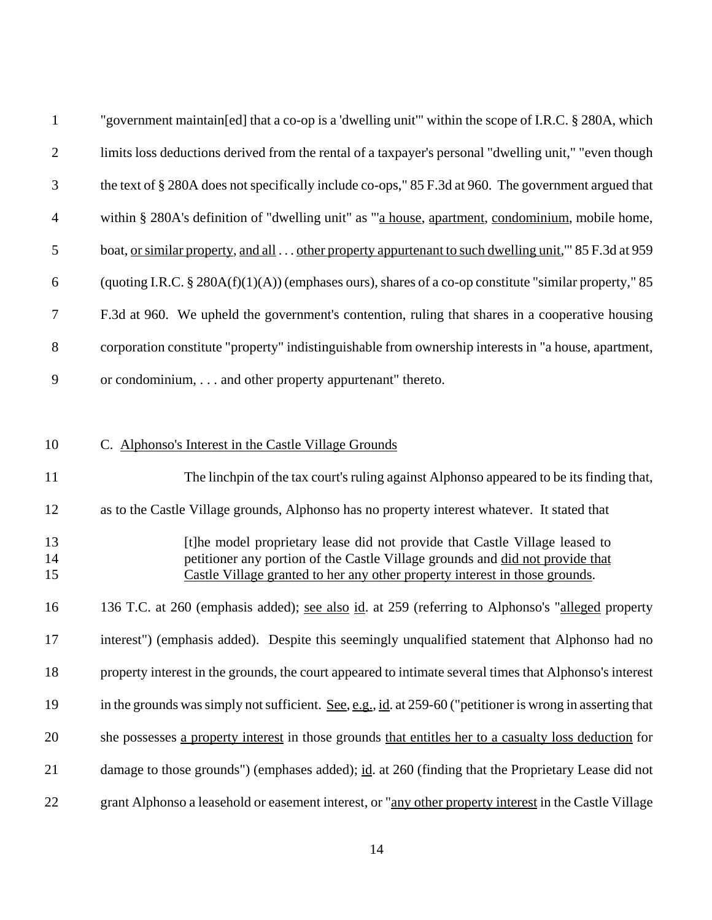"government maintain[ed] that a co-op is a 'dwelling unit'" within the scope of I.R.C. § 280A, which limits loss deductions derived from the rental of a taxpayer's personal "dwelling unit," "even though the text of § 280A does not specifically include co-ops," 85 F.3d at 960. The government argued that within § 280A's definition of "dwelling unit" as "'a house, apartment, condominium, mobile home, boat, or similar property, and all . . . other property appurtenant to such dwelling unit,'" 85 F.3d at 959 (quoting I.R.C. § 280A(f)(1)(A)) (emphases ours), shares of a co-op constitute "similar property," 85 F.3d at 960. We upheld the government's contention, ruling that shares in a cooperative housing corporation constitute "property" indistinguishable from ownership interests in "a house, apartment, or condominium, . . . and other property appurtenant" thereto.

C. Alphonso's Interest in the Castle Village Grounds

The linchpin of the tax court's ruling against Alphonso appeared to be its finding that, as to the Castle Village grounds, Alphonso has no property interest whatever. It stated that

> [t]he model proprietary lease did not provide that Castle Village leased to petitioner any portion of the Castle Village grounds and did not provide that Castle Village granted to her any other property interest in those grounds.

136 T.C. at 260 (emphasis added); see also id. at 259 (referring to Alphonso's "alleged property interest") (emphasis added). Despite this seemingly unqualified statement that Alphonso had no property interest in the grounds, the court appeared to intimate several times that Alphonso's interest in the grounds was simply not sufficient. See, e.g., id. at 259-60 ("petitioner is wrong in asserting that she possesses a property interest in those grounds that entitles her to a casualty loss deduction for damage to those grounds") (emphases added); id. at 260 (finding that the Proprietary Lease did not grant Alphonso a leasehold or easement interest, or "any other property interest in the Castle Village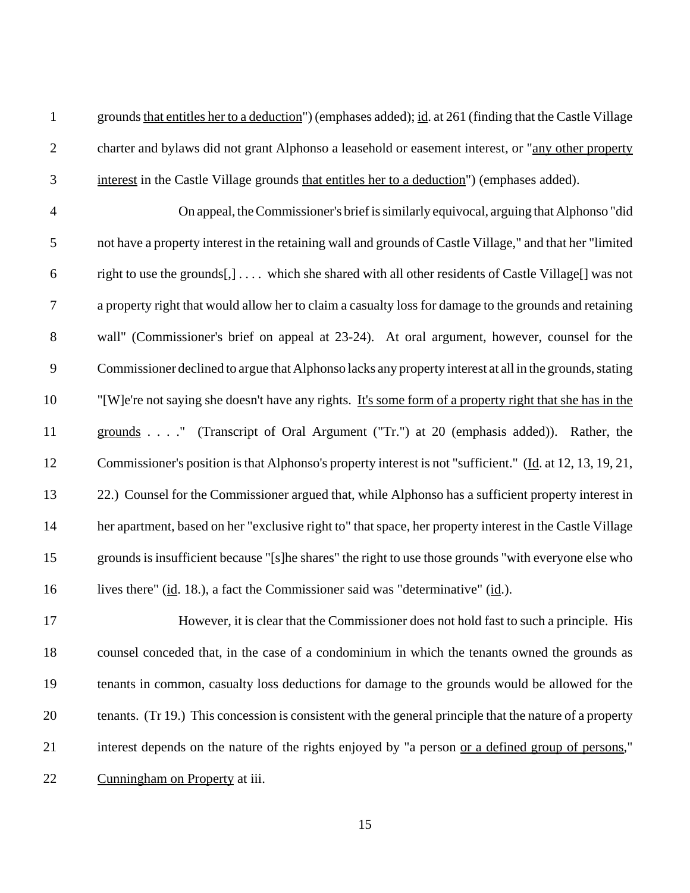grounds <u>that entitles her to a deduction</u>") (emphases added); <u>id</u>. at 261 (finding that the Castle Village charter and bylaws did not grant Alphonso a leasehold or easement interest, or "<u>any other property interest</u> in the Castle Village grounds <u>that entitles her to a deduction</u>") (emphases added).

On appeal, the Commissioner's brief is similarly equivocal, arguing that Alphonso "did not have a property interest in the retaining wall and grounds of Castle Village," and that her "limited right to use the grounds[,] . . . . which she shared with all other residents of Castle Village[] was not a property right that would allow her to claim a casualty loss for damage to the grounds and retaining wall" (Commissioner's brief on appeal at 23-24). At oral argument, however, counsel for the Commissioner declined to argue that Alphonso lacks any property interest at all in the grounds, stating "[W]e're not saying she doesn't have any rights. <u>It's some form of a property right that she has in the grounds</u> . . . ." (Transcript of Oral Argument ("Tr.") at 20 (emphasis added)). Rather, the Commissioner's position is that Alphonso's property interest is not "sufficient." (<u>Id</u>. at 12, 13, 19, 21, 22.) Counsel for the Commissioner argued that, while Alphonso has a sufficient property interest in her apartment, based on her "exclusive right to" that space, her property interest in the Castle Village grounds is insufficient because "[s]he shares" the right to use those grounds "with everyone else who lives there" (<u>id</u>. 18.), a fact the Commissioner said was "determinative" (<u>id</u>.).

However, it is clear that the Commissioner does not hold fast to such a principle. His counsel conceded that, in the case of a condominium in which the tenants owned the grounds as tenants in common, casualty loss deductions for damage to the grounds would be allowed for the tenants. (Tr 19.) This concession is consistent with the general principle that the nature of a property interest depends on the nature of the rights enjoyed by "a person <u>or a defined group of persons</u>," <u>Cunningham on Property</u> at iii.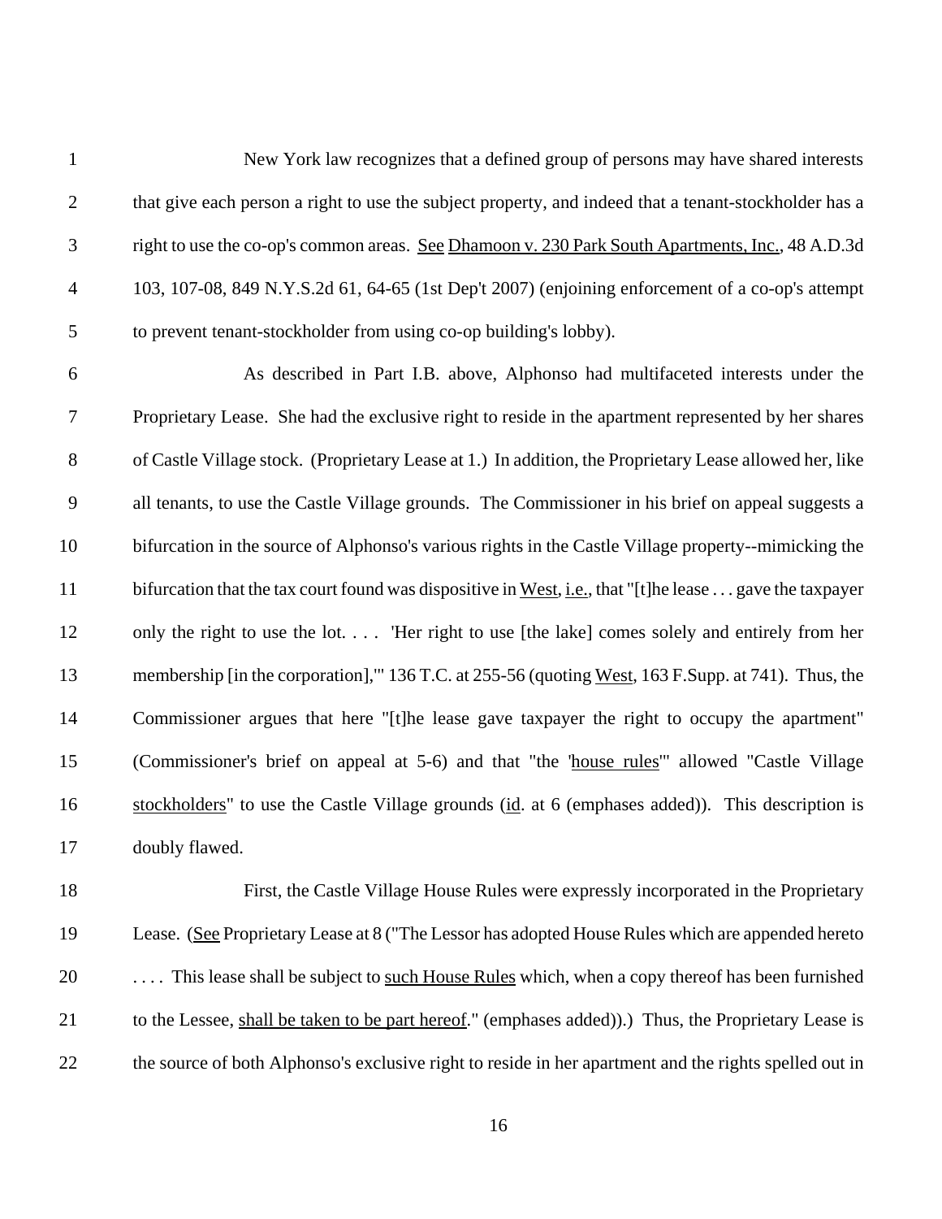New York law recognizes that a defined group of persons may have shared interests that give each person a right to use the subject property, and indeed that a tenant-stockholder has a right to use the co-op's common areas. See Dhamoon v. 230 Park South Apartments, Inc., 48 A.D.3d 103, 107-08, 849 N.Y.S.2d 61, 64-65 (1st Dep't 2007) (enjoining enforcement of a co-op's attempt to prevent tenant-stockholder from using co-op building's lobby).

As described in Part I.B. above, Alphonso had multifaceted interests under the Proprietary Lease. She had the exclusive right to reside in the apartment represented by her shares of Castle Village stock. (Proprietary Lease at 1.) In addition, the Proprietary Lease allowed her, like all tenants, to use the Castle Village grounds. The Commissioner in his brief on appeal suggests a bifurcation in the source of Alphonso's various rights in the Castle Village property--mimicking the bifurcation that the tax court found was dispositive in West, i.e., that "[t]he lease . . . gave the taxpayer only the right to use the lot. . . . 'Her right to use [the lake] comes solely and entirely from her membership [in the corporation],'" 136 T.C. at 255-56 (quoting West, 163 F.Supp. at 741). Thus, the Commissioner argues that here "[t]he lease gave taxpayer the right to occupy the apartment" (Commissioner's brief on appeal at 5-6) and that "the 'house rules'" allowed "Castle Village stockholders" to use the Castle Village grounds (id. at 6 (emphases added)). This description is doubly flawed.

First, the Castle Village House Rules were expressly incorporated in the Proprietary Lease. (See Proprietary Lease at 8 ("The Lessor has adopted House Rules which are appended hereto . . . . This lease shall be subject to such House Rules which, when a copy thereof has been furnished to the Lessee, shall be taken to be part hereof." (emphases added)).) Thus, the Proprietary Lease is the source of both Alphonso's exclusive right to reside in her apartment and the rights spelled out in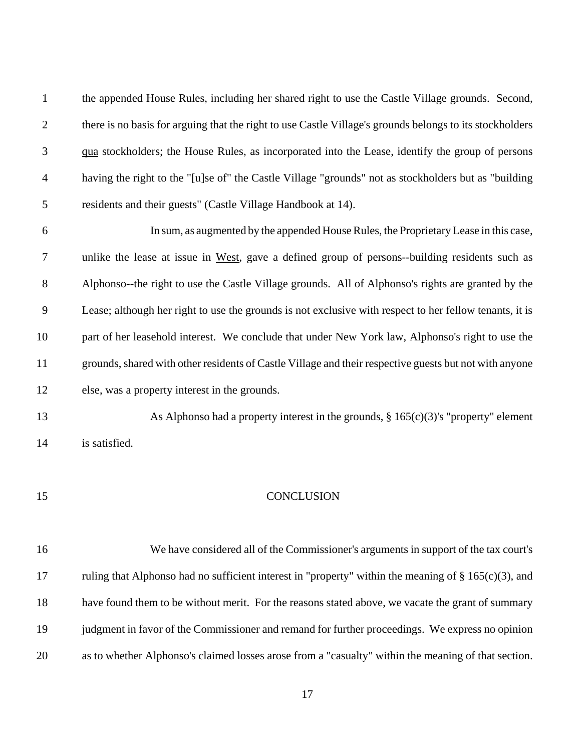the appended House Rules, including her shared right to use the Castle Village grounds. Second, there is no basis for arguing that the right to use Castle Village's grounds belongs to its stockholders qua stockholders; the House Rules, as incorporated into the Lease, identify the group of persons having the right to the "[u]se of" the Castle Village "grounds" not as stockholders but as "building residents and their guests" (Castle Village Handbook at 14).

In sum, as augmented by the appended House Rules, the Proprietary Lease in this case, unlike the lease at issue in West, gave a defined group of persons--building residents such as Alphonso--the right to use the Castle Village grounds. All of Alphonso's rights are granted by the Lease; although her right to use the grounds is not exclusive with respect to her fellow tenants, it is part of her leasehold interest. We conclude that under New York law, Alphonso's right to use the grounds, shared with other residents of Castle Village and their respective guests but not with anyone else, was a property interest in the grounds.

As Alphonso had a property interest in the grounds, § 165(c)(3)'s "property" element is satisfied.

## CONCLUSION

We have considered all of the Commissioner's arguments in support of the tax court's ruling that Alphonso had no sufficient interest in "property" within the meaning of § 165(c)(3), and have found them to be without merit. For the reasons stated above, we vacate the grant of summary judgment in favor of the Commissioner and remand for further proceedings. We express no opinion as to whether Alphonso's claimed losses arose from a "casualty" within the meaning of that section.